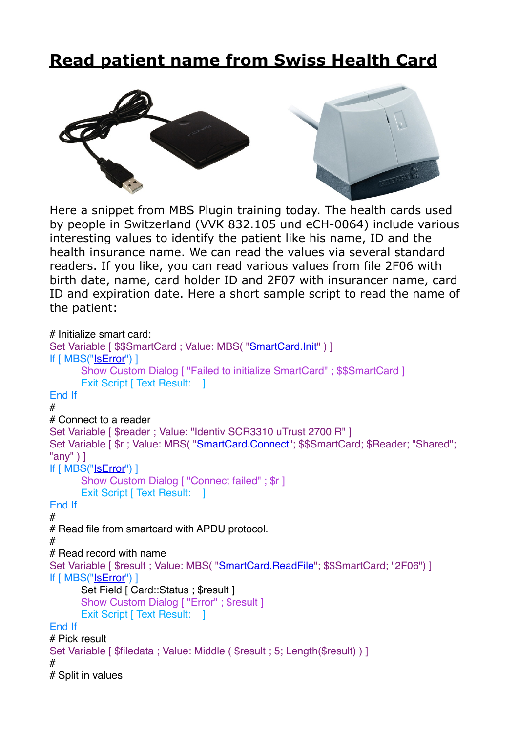# Read patient name from Swiss Health Card

Here a snippet from MBS Plugin training today. The health cards used by people in Switzerland (VVK 832.105 und eCH-0064) include various interesting values to identify the patient like his name, ID and the health insurance name. We can read the values via several standard readers. If you like, you can read various values from file 2F06 with birth date, name, card holder ID and 2F07 with insurancer name, card ID and expiration date. Here a short sample script to read the name of the patient:

```
# Initialize smart card:
Set Variable [ $$SmartCard ; Value: MBS( "SmartCard.Init" ) ]
If [ MBS("IsError") ]
	Show Custom Dialog [ "Failed to initialize SmartCard" ; $$SmartCard ]
	Exit Script [ Text Result:    ]
End If
#
# Connect to a reader
Set Variable [ $reader ; Value: "Identiv SCR3310 uTrust 2700 R" ]
Set Variable [ $r ; Value: MBS( "SmartCard.Connect"; $$SmartCard; $Reader; "Shared"; "any" ) ]
If [ MBS("IsError") ]
	Show Custom Dialog [ "Connect failed" ; $r ]
	Exit Script [ Text Result:    ]
End If
#
# Read file from smartcard with APDU protocol.
#
# Read record with name
Set Variable [ $result ; Value: MBS( "SmartCard.ReadFile"; $$SmartCard; "2F06") ]
If [ MBS("IsError") ]
	Set Field [ Card::Status ; $result ]
	Show Custom Dialog [ "Error" ; $result ]
	Exit Script [ Text Result:    ]
End If
# Pick result
Set Variable [ $filedata ; Value: Middle ( $result ; 5; Length($result) ) ]
#
# Split in values
```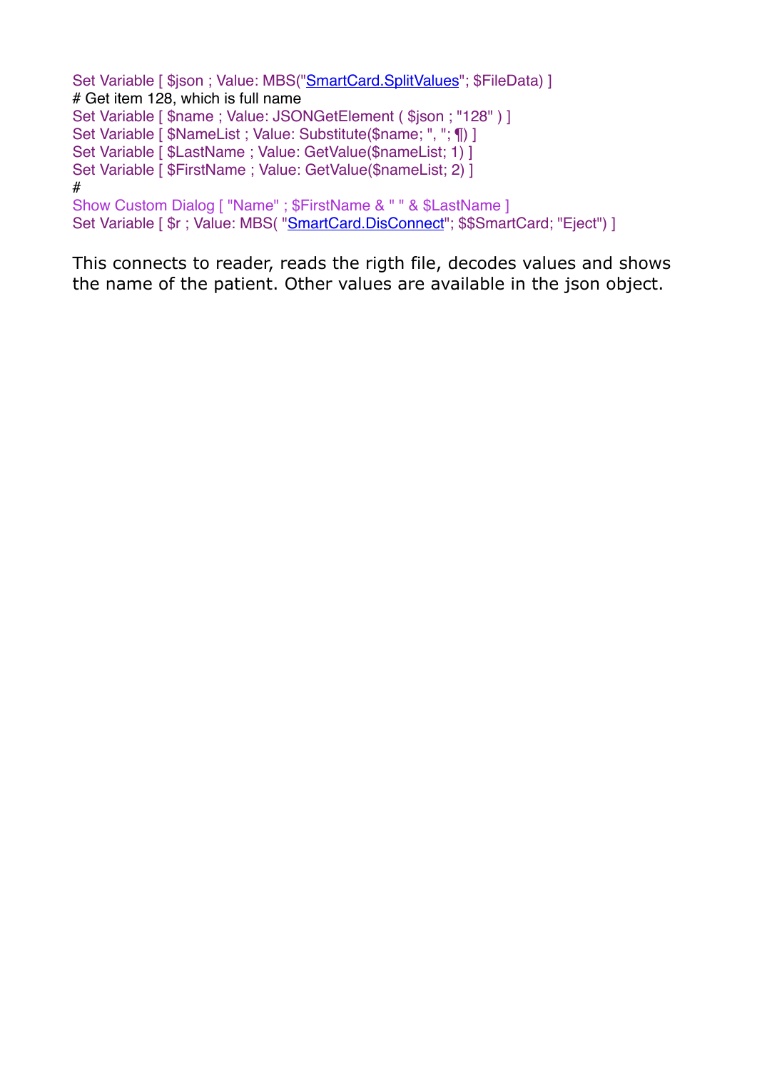```
Set Variable [ $json ; Value: MBS("SmartCard.SplitValues"; $FileData) ]
# Get item 128, which is full name
Set Variable [ $name ; Value: JSONGetElement ( $json ; "128" ) ]
Set Variable [ $NameList ; Value: Substitute($name; ", "; ¶) ]
Set Variable [ $LastName ; Value: GetValue($nameList; 1) ]
Set Variable [ $FirstName ; Value: GetValue($nameList; 2) ]
#
Show Custom Dialog [ "Name" ; $FirstName & " " & $LastName ]
Set Variable [ $r ; Value: MBS( "SmartCard.DisConnect"; $$SmartCard; "Eject") ]
```

This connects to reader, reads the rigth file, decodes values and shows the name of the patient. Other values are available in the json object.